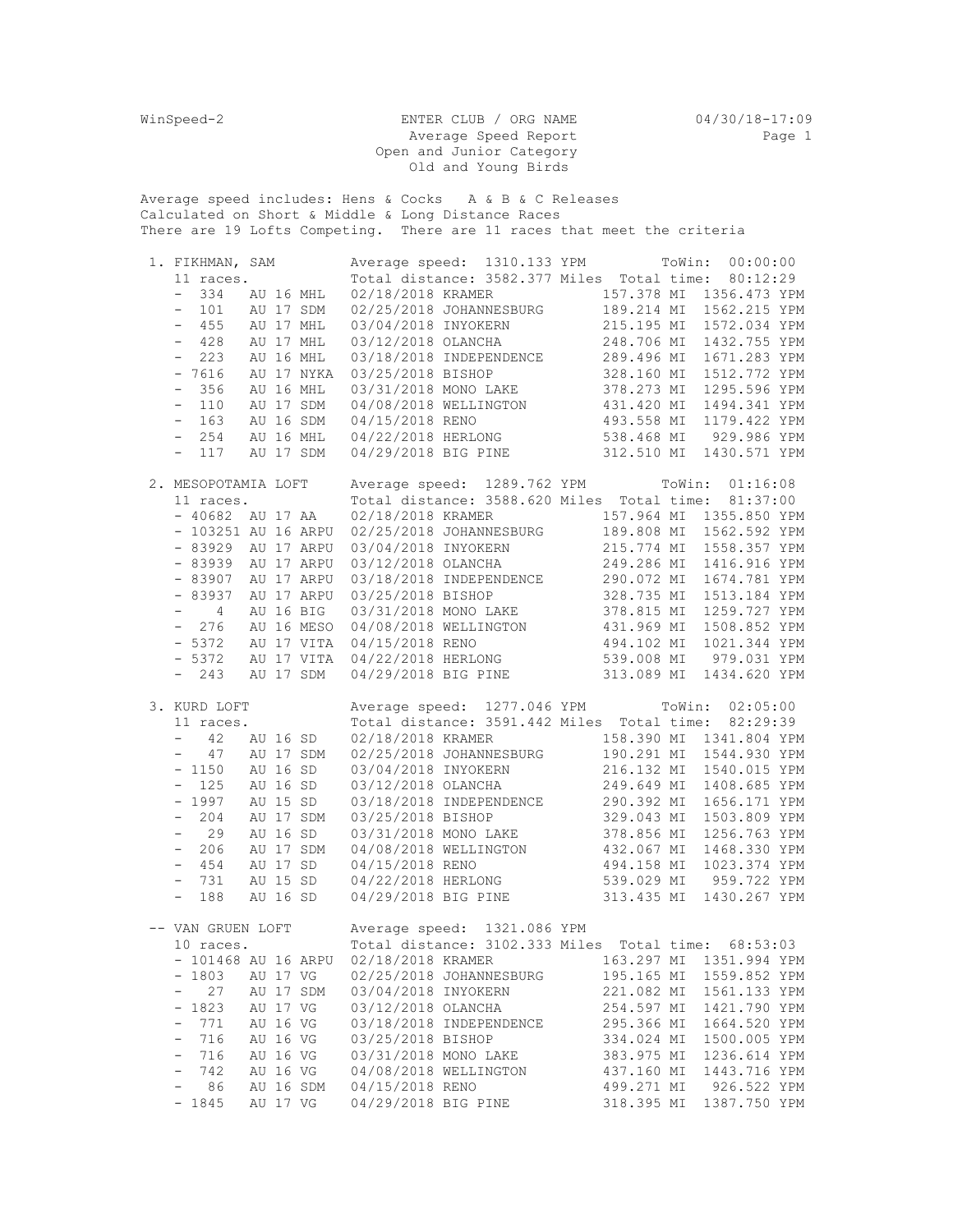WinSpeed-2 ENTER CLUB / ORG NAME 04/30/18-17:09

Average Speed Report

Open and Junior Category

Old and Young Birds

Average speed includes: Hens & Cocks A & B & C Releases
Calculated on Short & Middle & Long Distance Races
There are 19 Lofts Competing. There are 11 races that meet the criteria

```
 1. FIKHMAN, SAM          Average speed:  1310.133 YPM          ToWin:  00:00:00
    11 races.             Total distance: 3582.377 Miles  Total time:  80:12:29
    -  334    AU 16 MHL   02/18/2018 KRAMER                157.378 MI  1356.473 YPM
    -  101    AU 17 SDM   02/25/2018 JOHANNESBURG          189.214 MI  1562.215 YPM
    -  455    AU 17 MHL   03/04/2018 INYOKERN              215.195 MI  1572.034 YPM
    -  428    AU 17 MHL   03/12/2018 OLANCHA               248.706 MI  1432.755 YPM
    -  223    AU 16 MHL   03/18/2018 INDEPENDENCE          289.496 MI  1671.283 YPM
    - 7616    AU 17 NYKA  03/25/2018 BISHOP                328.160 MI  1512.772 YPM
    -  356    AU 16 MHL   03/31/2018 MONO LAKE             378.273 MI  1295.596 YPM
    -  110    AU 17 SDM   04/08/2018 WELLINGTON            431.420 MI  1494.341 YPM
    -  163    AU 16 SDM   04/15/2018 RENO                  493.558 MI  1179.422 YPM
    -  254    AU 16 MHL   04/22/2018 HERLONG               538.468 MI   929.986 YPM
    -  117    AU 17 SDM   04/29/2018 BIG PINE              312.510 MI  1430.571 YPM

 2. MESOPOTAMIA LOFT      Average speed:  1289.762 YPM          ToWin:  01:16:08
    11 races.             Total distance: 3588.620 Miles  Total time:  81:37:00
    - 40682  AU 17 AA     02/18/2018 KRAMER                157.964 MI  1355.850 YPM
    - 103251 AU 16 ARPU   02/25/2018 JOHANNESBURG          189.808 MI  1562.592 YPM
    - 83929  AU 17 ARPU   03/04/2018 INYOKERN              215.774 MI  1558.357 YPM
    - 83939  AU 17 ARPU   03/12/2018 OLANCHA               249.286 MI  1416.916 YPM
    - 83907  AU 17 ARPU   03/18/2018 INDEPENDENCE          290.072 MI  1674.781 YPM
    - 83937  AU 17 ARPU   03/25/2018 BISHOP                328.735 MI  1513.184 YPM
    -    4   AU 16 BIG    03/31/2018 MONO LAKE             378.815 MI  1259.727 YPM
    -  276   AU 16 MESO   04/08/2018 WELLINGTON            431.969 MI  1508.852 YPM
    - 5372   AU 17 VITA   04/15/2018 RENO                  494.102 MI  1021.344 YPM
    - 5372   AU 17 VITA   04/22/2018 HERLONG               539.008 MI   979.031 YPM
    -  243   AU 17 SDM    04/29/2018 BIG PINE              313.089 MI  1434.620 YPM

 3. KURD LOFT             Average speed:  1277.046 YPM          ToWin:  02:05:00
    11 races.             Total distance: 3591.442 Miles  Total time:  82:29:39
    -   42    AU 16 SD    02/18/2018 KRAMER                158.390 MI  1341.804 YPM
    -   47    AU 17 SDM   02/25/2018 JOHANNESBURG          190.291 MI  1544.930 YPM
    - 1150    AU 16 SD    03/04/2018 INYOKERN              216.132 MI  1540.015 YPM
    -  125    AU 16 SD    03/12/2018 OLANCHA               249.649 MI  1408.685 YPM
    - 1997    AU 15 SD    03/18/2018 INDEPENDENCE          290.392 MI  1656.171 YPM
    -  204    AU 17 SDM   03/25/2018 BISHOP                329.043 MI  1503.809 YPM
    -   29    AU 16 SD    03/31/2018 MONO LAKE             378.856 MI  1256.763 YPM
    -  206    AU 17 SDM   04/08/2018 WELLINGTON            432.067 MI  1468.330 YPM
    -  454    AU 17 SD    04/15/2018 RENO                  494.158 MI  1023.374 YPM
    -  731    AU 15 SD    04/22/2018 HERLONG               539.029 MI   959.722 YPM
    -  188    AU 16 SD    04/29/2018 BIG PINE              313.435 MI  1430.267 YPM

 -- VAN GRUEN LOFT        Average speed:  1321.086 YPM
    10 races.             Total distance: 3102.333 Miles  Total time:  68:53:03
    - 101468 AU 16 ARPU   02/18/2018 KRAMER                163.297 MI  1351.994 YPM
    - 1803    AU 17 VG    02/25/2018 JOHANNESBURG          195.165 MI  1559.852 YPM
    -   27    AU 17 SDM   03/04/2018 INYOKERN              221.082 MI  1561.133 YPM
    - 1823    AU 17 VG    03/12/2018 OLANCHA               254.597 MI  1421.790 YPM
    -  771    AU 16 VG    03/18/2018 INDEPENDENCE          295.366 MI  1664.520 YPM
    -  716    AU 16 VG    03/25/2018 BISHOP                334.024 MI  1500.005 YPM
    -  716    AU 16 VG    03/31/2018 MONO LAKE             383.975 MI  1236.614 YPM
    -  742    AU 16 VG    04/08/2018 WELLINGTON            437.160 MI  1443.716 YPM
    -   86    AU 16 SDM   04/15/2018 RENO                  499.271 MI   926.522 YPM
    - 1845    AU 17 VG    04/29/2018 BIG PINE              318.395 MI  1387.750 YPM
```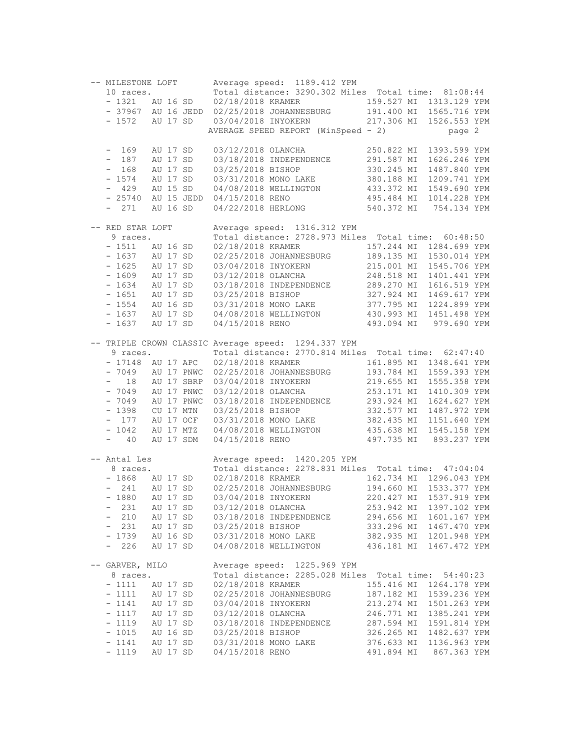## MILESTONE LOFT

Average speed: 1189.412 YPM
10 races. Total distance: 3290.302 Miles Total time: 81:08:44

| Band | | Date | Race | Distance | Speed |
|---|---|---|---|---|---|
| - 1321 | AU 16 SD | 02/18/2018 | KRAMER | 159.527 MI | 1313.129 YPM |
| - 37967 | AU 16 JEDD | 02/25/2018 | JOHANNESBURG | 191.400 MI | 1565.716 YPM |
| - 1572 | AU 17 SD | 03/04/2018 | INYOKERN | 217.306 MI | 1526.553 YPM |
| - 169 | AU 17 SD | 03/12/2018 | OLANCHA | 250.822 MI | 1393.599 YPM |
| - 187 | AU 17 SD | 03/18/2018 | INDEPENDENCE | 291.587 MI | 1626.246 YPM |
| - 168 | AU 17 SD | 03/25/2018 | BISHOP | 330.245 MI | 1487.840 YPM |
| - 1574 | AU 17 SD | 03/31/2018 | MONO LAKE | 380.188 MI | 1209.741 YPM |
| - 429 | AU 15 SD | 04/08/2018 | WELLINGTON | 433.372 MI | 1549.690 YPM |
| - 25740 | AU 15 JEDD | 04/15/2018 | RENO | 495.484 MI | 1014.228 YPM |
| - 271 | AU 16 SD | 04/22/2018 | HERLONG | 540.372 MI | 754.134 YPM |

## RED STAR LOFT

Average speed: 1316.312 YPM
9 races. Total distance: 2728.973 Miles Total time: 60:48:50

| Band | | Date | Race | Distance | Speed |
|---|---|---|---|---|---|
| - 1511 | AU 16 SD | 02/18/2018 | KRAMER | 157.244 MI | 1284.699 YPM |
| - 1637 | AU 17 SD | 02/25/2018 | JOHANNESBURG | 189.135 MI | 1530.014 YPM |
| - 1625 | AU 17 SD | 03/04/2018 | INYOKERN | 215.001 MI | 1545.706 YPM |
| - 1609 | AU 17 SD | 03/12/2018 | OLANCHA | 248.518 MI | 1401.441 YPM |
| - 1634 | AU 17 SD | 03/18/2018 | INDEPENDENCE | 289.270 MI | 1616.519 YPM |
| - 1651 | AU 17 SD | 03/25/2018 | BISHOP | 327.924 MI | 1469.617 YPM |
| - 1554 | AU 16 SD | 03/31/2018 | MONO LAKE | 377.795 MI | 1224.899 YPM |
| - 1637 | AU 17 SD | 04/08/2018 | WELLINGTON | 430.993 MI | 1451.498 YPM |
| - 1637 | AU 17 SD | 04/15/2018 | RENO | 493.094 MI | 979.690 YPM |

## TRIPLE CROWN CLASSIC

Average speed: 1294.337 YPM
9 races. Total distance: 2770.814 Miles Total time: 62:47:40

| Band | | Date | Race | Distance | Speed |
|---|---|---|---|---|---|
| - 17148 | AU 17 APC | 02/18/2018 | KRAMER | 161.895 MI | 1348.641 YPM |
| - 7049 | AU 17 PNWC | 02/25/2018 | JOHANNESBURG | 193.784 MI | 1559.393 YPM |
| - 18 | AU 17 SBRP | 03/04/2018 | INYOKERN | 219.655 MI | 1555.358 YPM |
| - 7049 | AU 17 PNWC | 03/12/2018 | OLANCHA | 253.171 MI | 1410.309 YPM |
| - 7049 | AU 17 PNWC | 03/18/2018 | INDEPENDENCE | 293.924 MI | 1624.627 YPM |
| - 1398 | CU 17 MTN | 03/25/2018 | BISHOP | 332.577 MI | 1487.972 YPM |
| - 177 | AU 17 OCF | 03/31/2018 | MONO LAKE | 382.435 MI | 1151.640 YPM |
| - 1042 | AU 17 MTZ | 04/08/2018 | WELLINGTON | 435.638 MI | 1545.158 YPM |
| - 40 | AU 17 SDM | 04/15/2018 | RENO | 497.735 MI | 893.237 YPM |

## Antal Les

Average speed: 1420.205 YPM
8 races. Total distance: 2278.831 Miles Total time: 47:04:04

| Band | | Date | Race | Distance | Speed |
|---|---|---|---|---|---|
| - 1868 | AU 17 SD | 02/18/2018 | KRAMER | 162.734 MI | 1296.043 YPM |
| - 241 | AU 17 SD | 02/25/2018 | JOHANNESBURG | 194.660 MI | 1533.377 YPM |
| - 1880 | AU 17 SD | 03/04/2018 | INYOKERN | 220.427 MI | 1537.919 YPM |
| - 231 | AU 17 SD | 03/12/2018 | OLANCHA | 253.942 MI | 1397.102 YPM |
| - 210 | AU 17 SD | 03/18/2018 | INDEPENDENCE | 294.656 MI | 1601.167 YPM |
| - 231 | AU 17 SD | 03/25/2018 | BISHOP | 333.296 MI | 1467.470 YPM |
| - 1739 | AU 16 SD | 03/31/2018 | MONO LAKE | 382.935 MI | 1201.948 YPM |
| - 226 | AU 17 SD | 04/08/2018 | WELLINGTON | 436.181 MI | 1467.472 YPM |

## GARVER, MILO

Average speed: 1225.969 YPM
8 races. Total distance: 2285.028 Miles Total time: 54:40:23

| Band | | Date | Race | Distance | Speed |
|---|---|---|---|---|---|
| - 1111 | AU 17 SD | 02/18/2018 | KRAMER | 155.416 MI | 1264.178 YPM |
| - 1111 | AU 17 SD | 02/25/2018 | JOHANNESBURG | 187.182 MI | 1539.236 YPM |
| - 1141 | AU 17 SD | 03/04/2018 | INYOKERN | 213.274 MI | 1501.263 YPM |
| - 1117 | AU 17 SD | 03/12/2018 | OLANCHA | 246.771 MI | 1385.241 YPM |
| - 1119 | AU 17 SD | 03/18/2018 | INDEPENDENCE | 287.594 MI | 1591.814 YPM |
| - 1015 | AU 16 SD | 03/25/2018 | BISHOP | 326.265 MI | 1482.637 YPM |
| - 1141 | AU 17 SD | 03/31/2018 | MONO LAKE | 376.633 MI | 1136.963 YPM |
| - 1119 | AU 17 SD | 04/15/2018 | RENO | 491.894 MI | 867.363 YPM |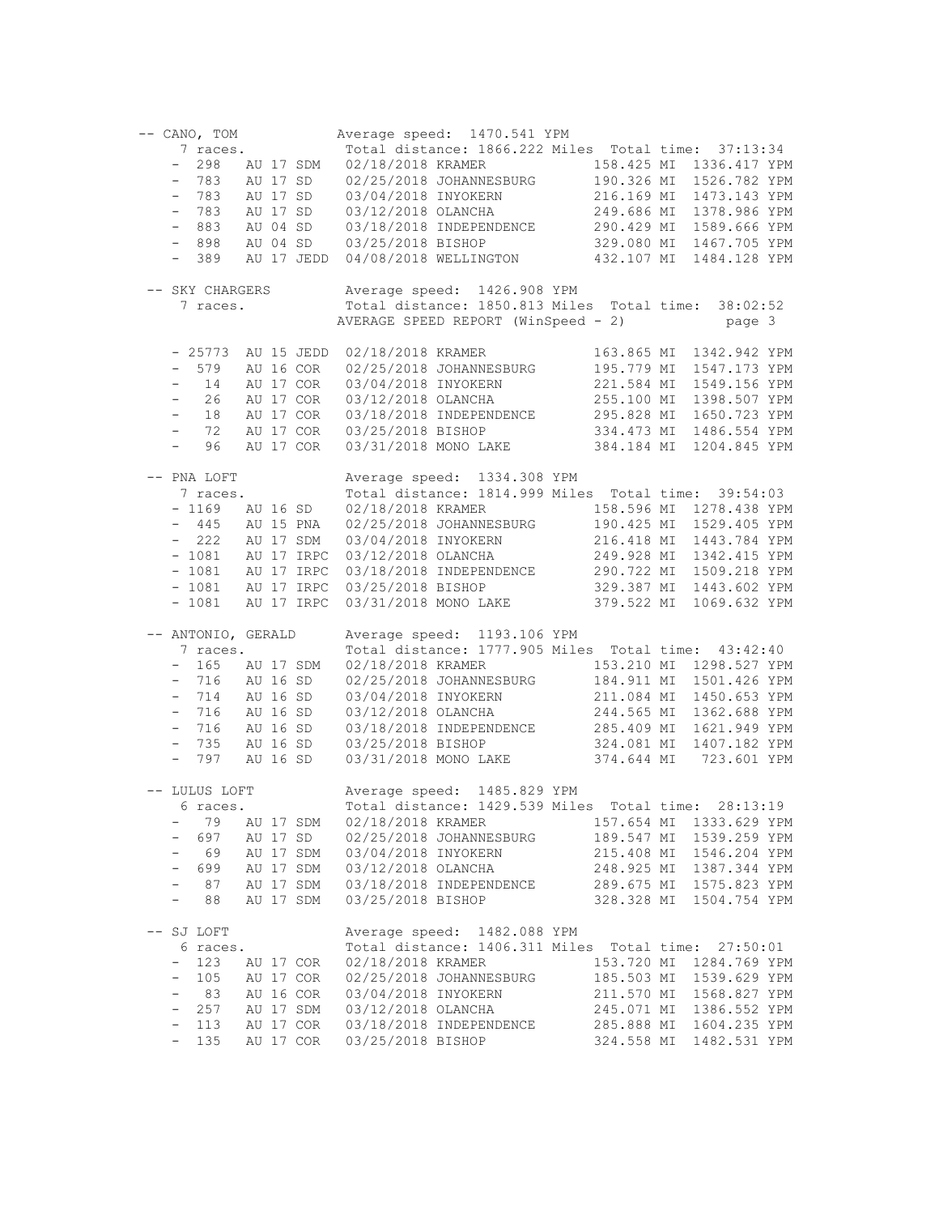```
-- CANO, TOM              Average speed:  1470.541 YPM
    7 races.              Total distance: 1866.222 Miles  Total time:  37:13:34
   -  298   AU 17 SDM   02/18/2018 KRAMER             158.425 MI  1336.417 YPM
   -  783   AU 17 SD    02/25/2018 JOHANNESBURG       190.326 MI  1526.782 YPM
   -  783   AU 17 SD    03/04/2018 INYOKERN           216.169 MI  1473.143 YPM
   -  783   AU 17 SD    03/12/2018 OLANCHA            249.686 MI  1378.986 YPM
   -  883   AU 04 SD    03/18/2018 INDEPENDENCE       290.429 MI  1589.666 YPM
   -  898   AU 04 SD    03/25/2018 BISHOP             329.080 MI  1467.705 YPM
   -  389   AU 17 JEDD  04/08/2018 WELLINGTON         432.107 MI  1484.128 YPM

 -- SKY CHARGERS          Average speed:  1426.908 YPM
    7 races.              Total distance: 1850.813 Miles  Total time:  38:02:52
                          AVERAGE SPEED REPORT (WinSpeed - 2)            page 3

   - 25773  AU 15 JEDD  02/18/2018 KRAMER             163.865 MI  1342.942 YPM
   -  579   AU 16 COR   02/25/2018 JOHANNESBURG       195.779 MI  1547.173 YPM
   -   14   AU 17 COR   03/04/2018 INYOKERN           221.584 MI  1549.156 YPM
   -   26   AU 17 COR   03/12/2018 OLANCHA            255.100 MI  1398.507 YPM
   -   18   AU 17 COR   03/18/2018 INDEPENDENCE       295.828 MI  1650.723 YPM
   -   72   AU 17 COR   03/25/2018 BISHOP             334.473 MI  1486.554 YPM
   -   96   AU 17 COR   03/31/2018 MONO LAKE          384.184 MI  1204.845 YPM

 -- PNA LOFT              Average speed:  1334.308 YPM
    7 races.              Total distance: 1814.999 Miles  Total time:  39:54:03
   - 1169   AU 16 SD    02/18/2018 KRAMER             158.596 MI  1278.438 YPM
   -  445   AU 15 PNA   02/25/2018 JOHANNESBURG       190.425 MI  1529.405 YPM
   -  222   AU 17 SDM   03/04/2018 INYOKERN           216.418 MI  1443.784 YPM
   - 1081   AU 17 IRPC  03/12/2018 OLANCHA            249.928 MI  1342.415 YPM
   - 1081   AU 17 IRPC  03/18/2018 INDEPENDENCE       290.722 MI  1509.218 YPM
   - 1081   AU 17 IRPC  03/25/2018 BISHOP             329.387 MI  1443.602 YPM
   - 1081   AU 17 IRPC  03/31/2018 MONO LAKE          379.522 MI  1069.632 YPM

 -- ANTONIO, GERALD       Average speed:  1193.106 YPM
    7 races.              Total distance: 1777.905 Miles  Total time:  43:42:40
   -  165   AU 17 SDM   02/18/2018 KRAMER             153.210 MI  1298.527 YPM
   -  716   AU 16 SD    02/25/2018 JOHANNESBURG       184.911 MI  1501.426 YPM
   -  714   AU 16 SD    03/04/2018 INYOKERN           211.084 MI  1450.653 YPM
   -  716   AU 16 SD    03/12/2018 OLANCHA            244.565 MI  1362.688 YPM
   -  716   AU 16 SD    03/18/2018 INDEPENDENCE       285.409 MI  1621.949 YPM
   -  735   AU 16 SD    03/25/2018 BISHOP             324.081 MI  1407.182 YPM
   -  797   AU 16 SD    03/31/2018 MONO LAKE          374.644 MI   723.601 YPM

 -- LULUS LOFT            Average speed:  1485.829 YPM
    6 races.              Total distance: 1429.539 Miles  Total time:  28:13:19
   -   79   AU 17 SDM   02/18/2018 KRAMER             157.654 MI  1333.629 YPM
   -  697   AU 17 SD    02/25/2018 JOHANNESBURG       189.547 MI  1539.259 YPM
   -   69   AU 17 SDM   03/04/2018 INYOKERN           215.408 MI  1546.204 YPM
   -  699   AU 17 SDM   03/12/2018 OLANCHA            248.925 MI  1387.344 YPM
   -   87   AU 17 SDM   03/18/2018 INDEPENDENCE       289.675 MI  1575.823 YPM
   -   88   AU 17 SDM   03/25/2018 BISHOP             328.328 MI  1504.754 YPM

 -- SJ LOFT               Average speed:  1482.088 YPM
    6 races.              Total distance: 1406.311 Miles  Total time:  27:50:01
   -  123   AU 17 COR   02/18/2018 KRAMER             153.720 MI  1284.769 YPM
   -  105   AU 17 COR   02/25/2018 JOHANNESBURG       185.503 MI  1539.629 YPM
   -   83   AU 16 COR   03/04/2018 INYOKERN           211.570 MI  1568.827 YPM
   -  257   AU 17 SDM   03/12/2018 OLANCHA            245.071 MI  1386.552 YPM
   -  113   AU 17 COR   03/18/2018 INDEPENDENCE       285.888 MI  1604.235 YPM
   -  135   AU 17 COR   03/25/2018 BISHOP             324.558 MI  1482.531 YPM
```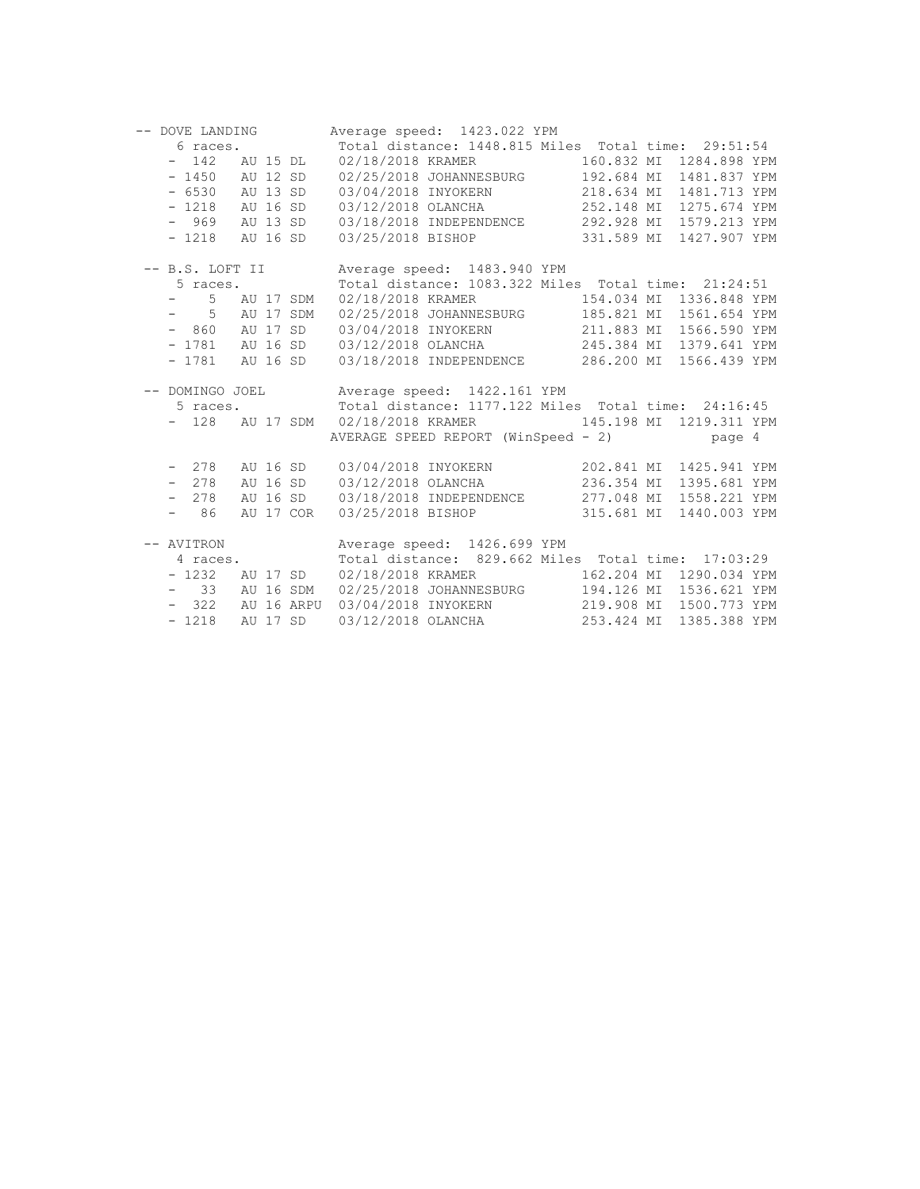```
-- DOVE LANDING          Average speed:  1423.022 YPM
   6 races.              Total distance: 1448.815 Miles  Total time:  29:51:54
   - 142    AU 15 DL     02/18/2018 KRAMER              160.832 MI  1284.898 YPM
   - 1450   AU 12 SD     02/25/2018 JOHANNESBURG        192.684 MI  1481.837 YPM
   - 6530   AU 13 SD     03/04/2018 INYOKERN            218.634 MI  1481.713 YPM
   - 1218   AU 16 SD     03/12/2018 OLANCHA             252.148 MI  1275.674 YPM
   -  969   AU 13 SD     03/18/2018 INDEPENDENCE        292.928 MI  1579.213 YPM
   - 1218   AU 16 SD     03/25/2018 BISHOP              331.589 MI  1427.907 YPM

-- B.S. LOFT II          Average speed:  1483.940 YPM
   5 races.              Total distance: 1083.322 Miles  Total time:  21:24:51
   -    5   AU 17 SDM    02/18/2018 KRAMER              154.034 MI  1336.848 YPM
   -    5   AU 17 SDM    02/25/2018 JOHANNESBURG        185.821 MI  1561.654 YPM
   -  860   AU 17 SD     03/04/2018 INYOKERN            211.883 MI  1566.590 YPM
   - 1781   AU 16 SD     03/12/2018 OLANCHA             245.384 MI  1379.641 YPM
   - 1781   AU 16 SD     03/18/2018 INDEPENDENCE        286.200 MI  1566.439 YPM

-- DOMINGO JOEL          Average speed:  1422.161 YPM
   5 races.              Total distance: 1177.122 Miles  Total time:  24:16:45
   -  128   AU 17 SDM    02/18/2018 KRAMER              145.198 MI  1219.311 YPM
                         AVERAGE SPEED REPORT (WinSpeed - 2)             page 4

   -  278   AU 16 SD     03/04/2018 INYOKERN            202.841 MI  1425.941 YPM
   -  278   AU 16 SD     03/12/2018 OLANCHA             236.354 MI  1395.681 YPM
   -  278   AU 16 SD     03/18/2018 INDEPENDENCE        277.048 MI  1558.221 YPM
   -   86   AU 17 COR    03/25/2018 BISHOP              315.681 MI  1440.003 YPM

-- AVITRON               Average speed:  1426.699 YPM
   4 races.              Total distance:  829.662 Miles  Total time:  17:03:29
   - 1232   AU 17 SD     02/18/2018 KRAMER              162.204 MI  1290.034 YPM
   -   33   AU 16 SDM    02/25/2018 JOHANNESBURG        194.126 MI  1536.621 YPM
   -  322   AU 16 ARPU   03/04/2018 INYOKERN            219.908 MI  1500.773 YPM
   - 1218   AU 17 SD     03/12/2018 OLANCHA             253.424 MI  1385.388 YPM
```